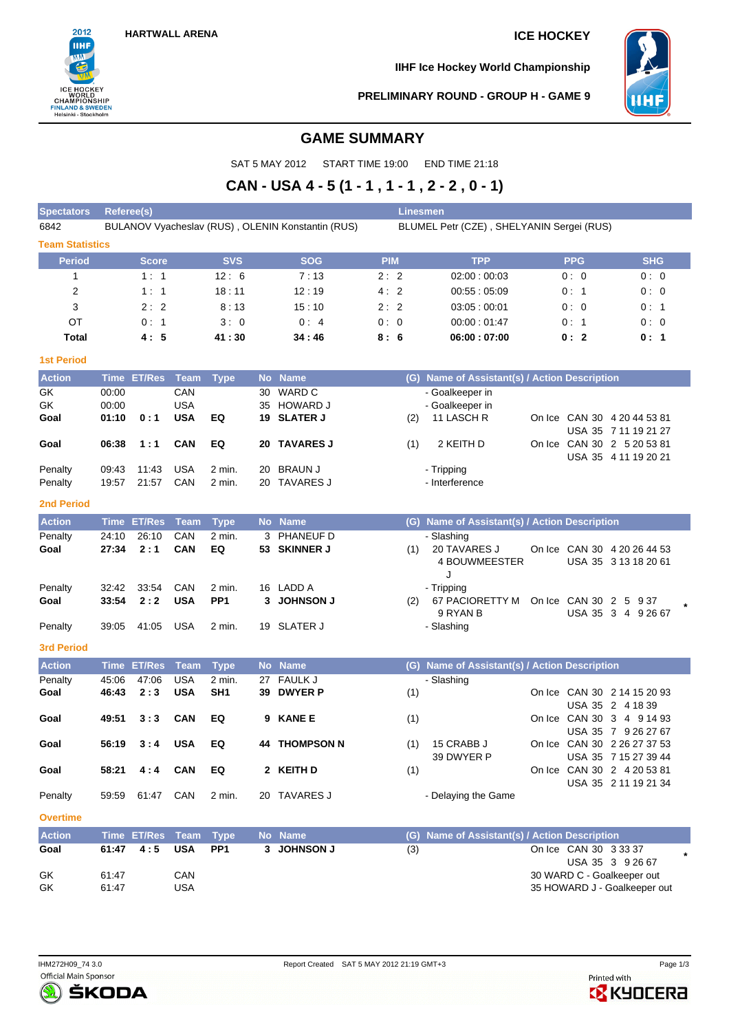HARTWALL ARENA

ICE HOCKEY

IIHF Ice Hockey World Championship

PRELIMINARY ROUND - GROUP H - GAME 9

# GAME SUMMARY

SAT 5 MAY 2012 START TIME 19:00 END TIME 21:18

## CAN - USA 4 - 5 (1 - 1 , 1 - 1 , 2 - 2 , 0 - 1)

| Spectators | Referee(s) | Linesmen |
|---|---|---|
| 6842 | BULANOV Vyacheslav (RUS) , OLENIN Konstantin (RUS) | BLUMEL Petr (CZE) , SHELYANIN Sergei (RUS) |

### Team Statistics

| Period | Score | SVS | SOG | PIM | TPP | PPG | SHG |
|---|---|---|---|---|---|---|---|
| 1 | 1 : 1 | 12 : 6 | 7 : 13 | 2 : 2 | 02:00 : 00:03 | 0 : 0 | 0 : 0 |
| 2 | 1 : 1 | 18 : 11 | 12 : 19 | 4 : 2 | 00:55 : 05:09 | 0 : 1 | 0 : 0 |
| 3 | 2 : 2 | 8 : 13 | 15 : 10 | 2 : 2 | 03:05 : 00:01 | 0 : 0 | 0 : 1 |
| OT | 0 : 1 | 3 : 0 | 0 : 4 | 0 : 0 | 00:00 : 01:47 | 0 : 1 | 0 : 0 |
| **Total** | **4 : 5** | **41 : 30** | **34 : 46** | **8 : 6** | **06:00 : 07:00** | **0 : 2** | **0 : 1** |

### 1st Period

| Action | Time | ET/Res | Team | Type | No | Name | (G) | Name of Assistant(s) / Action Description | On Ice |
|---|---|---|---|---|---|---|---|---|---|
| GK | 00:00 | | CAN | | 30 | WARD C | | - Goalkeeper in | |
| GK | 00:00 | | USA | | 35 | HOWARD J | | - Goalkeeper in | |
| **Goal** | **01:10** | **0 : 1** | **USA** | **EQ** | **19** | **SLATER J** | (2) | 11 LASCH R | CAN 30 4 20 44 53 81 / USA 35 7 11 19 21 27 |
| **Goal** | **06:38** | **1 : 1** | **CAN** | **EQ** | **20** | **TAVARES J** | (1) | 2 KEITH D | CAN 30 2 5 20 53 81 / USA 35 4 11 19 20 21 |
| Penalty | 09:43 | 11:43 | USA | 2 min. | 20 | BRAUN J | | - Tripping | |
| Penalty | 19:57 | 21:57 | CAN | 2 min. | 20 | TAVARES J | | - Interference | |

### 2nd Period

| Action | Time | ET/Res | Team | Type | No | Name | (G) | Name of Assistant(s) / Action Description | On Ice |
|---|---|---|---|---|---|---|---|---|---|
| Penalty | 24:10 | 26:10 | CAN | 2 min. | 3 | PHANEUF D | | - Slashing | |
| **Goal** | **27:34** | **2 : 1** | **CAN** | **EQ** | **53** | **SKINNER J** | (1) | 20 TAVARES J, 4 BOUWMEESTER J | CAN 30 4 20 26 44 53 / USA 35 3 13 18 20 61 |
| Penalty | 32:42 | 33:54 | CAN | 2 min. | 16 | LADD A | | - Tripping | |
| **Goal** | **33:54** | **2 : 2** | **USA** | **PP1** | **3** | **JOHNSON J** | (2) | 67 PACIORETTY M, 9 RYAN B | CAN 30 2 5 9 37 / USA 35 3 4 9 26 67 * |
| Penalty | 39:05 | 41:05 | USA | 2 min. | 19 | SLATER J | | - Slashing | |

### 3rd Period

| Action | Time | ET/Res | Team | Type | No | Name | (G) | Name of Assistant(s) / Action Description | On Ice |
|---|---|---|---|---|---|---|---|---|---|
| Penalty | 45:06 | 47:06 | USA | 2 min. | 27 | FAULK J | | - Slashing | |
| **Goal** | **46:43** | **2 : 3** | **USA** | **SH1** | **39** | **DWYER P** | (1) | | CAN 30 2 14 15 20 93 / USA 35 2 4 18 39 |
| **Goal** | **49:51** | **3 : 3** | **CAN** | **EQ** | **9** | **KANE E** | (1) | | CAN 30 3 4 9 14 93 / USA 35 7 9 26 27 67 |
| **Goal** | **56:19** | **3 : 4** | **USA** | **EQ** | **44** | **THOMPSON N** | (1) | 15 CRABB J, 39 DWYER P | CAN 30 2 26 27 37 53 / USA 35 7 15 27 39 44 |
| **Goal** | **58:21** | **4 : 4** | **CAN** | **EQ** | **2** | **KEITH D** | (1) | | CAN 30 2 4 20 53 81 / USA 35 2 11 19 21 34 |
| Penalty | 59:59 | 61:47 | CAN | 2 min. | 20 | TAVARES J | | - Delaying the Game | |

### Overtime

| Action | Time | ET/Res | Team | Type | No | Name | (G) | Name of Assistant(s) / Action Description | On Ice |
|---|---|---|---|---|---|---|---|---|---|
| **Goal** | **61:47** | **4 : 5** | **USA** | **PP1** | **3** | **JOHNSON J** | (3) | | CAN 30 3 33 37 / USA 35 3 9 26 67 * |
| GK | 61:47 | | CAN | | | | | 30 WARD C - Goalkeeper out | |
| GK | 61:47 | | USA | | | | | 35 HOWARD J - Goalkeeper out | |

IHM272H09_74 3.0 Report Created SAT 5 MAY 2012 21:19 GMT+3

Official Main Sponsor ŠKODA

Printed with KYOCERA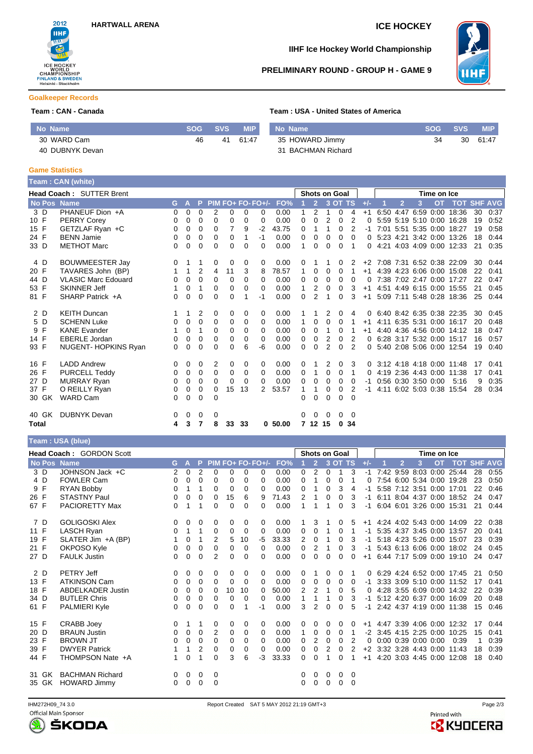HARTWALL ARENA

ICE HOCKEY

IIHF Ice Hockey World Championship

PRELIMINARY ROUND - GROUP H - GAME 9

## Goalkeeper Records

**Team : CAN - Canada**

| No | Name | SOG | SVS | MIP |
|---|---|---|---|---|
| 30 | WARD Cam | 46 | 41 | 61:47 |
| 40 | DUBNYK Devan | | | |

**Team : USA - United States of America**

| No | Name | SOG | SVS | MIP |
|---|---|---|---|---|
| 35 | HOWARD Jimmy | 34 | 30 | 61:47 |
| 31 | BACHMAN Richard | | | |

## Game Statistics

**Team : CAN (white)**

**Head Coach :** SUTTER Brent

| No | Pos | Name | G | A | P | PIM | FO+ | FO- | FO+/- | FO% | SOG 1 | SOG 2 | SOG 3 | SOG OT | SOG TS | +/- | TOI 1 | TOI 2 | TOI 3 | TOI OT | TOI TOT | SHF | AVG |
|---|---|---|---|---|---|---|---|---|---|---|---|---|---|---|---|---|---|---|---|---|---|---|---|
| 3 | D | PHANEUF Dion +A | 0 | 0 | 0 | 2 | 0 | 0 | 0 | 0.00 | 1 | 2 | 1 | 0 | 4 | +1 | 6:50 | 4:47 | 6:59 | 0:00 | 18:36 | 30 | 0:37 |
| 10 | F | PERRY Corey | 0 | 0 | 0 | 0 | 0 | 0 | 0 | 0.00 | 0 | 0 | 2 | 0 | 2 | 0 | 5:59 | 5:19 | 5:10 | 0:00 | 16:28 | 19 | 0:52 |
| 15 | F | GETZLAF Ryan +C | 0 | 0 | 0 | 0 | 7 | 9 | -2 | 43.75 | 0 | 1 | 1 | 0 | 2 | -1 | 7:01 | 5:51 | 5:35 | 0:00 | 18:27 | 19 | 0:58 |
| 24 | F | BENN Jamie | 0 | 0 | 0 | 0 | 0 | 1 | -1 | 0.00 | 0 | 0 | 0 | 0 | 0 | 0 | 5:23 | 4:21 | 3:42 | 0:00 | 13:26 | 18 | 0:44 |
| 33 | D | METHOT Marc | 0 | 0 | 0 | 0 | 0 | 0 | 0 | 0.00 | 1 | 0 | 0 | 0 | 1 | 0 | 4:21 | 4:03 | 4:09 | 0:00 | 12:33 | 21 | 0:35 |
| 4 | D | BOUWMEESTER Jay | 0 | 1 | 1 | 0 | 0 | 0 | 0 | 0.00 | 0 | 1 | 1 | 0 | 2 | +2 | 7:08 | 7:31 | 6:52 | 0:38 | 22:09 | 30 | 0:44 |
| 20 | F | TAVARES John (BP) | 1 | 1 | 2 | 4 | 11 | 3 | 8 | 78.57 | 1 | 0 | 0 | 0 | 1 | +1 | 4:39 | 4:23 | 6:06 | 0:00 | 15:08 | 22 | 0:41 |
| 44 | D | VLASIC Marc Edouard | 0 | 0 | 0 | 0 | 0 | 0 | 0 | 0.00 | 0 | 0 | 0 | 0 | 0 | 0 | 7:38 | 7:02 | 2:47 | 0:00 | 17:27 | 22 | 0:47 |
| 53 | F | SKINNER Jeff | 1 | 0 | 1 | 0 | 0 | 0 | 0 | 0.00 | 1 | 2 | 0 | 0 | 3 | +1 | 4:51 | 4:49 | 6:15 | 0:00 | 15:55 | 21 | 0:45 |
| 81 | F | SHARP Patrick +A | 0 | 0 | 0 | 0 | 0 | 1 | -1 | 0.00 | 0 | 2 | 1 | 0 | 3 | +1 | 5:09 | 7:11 | 5:48 | 0:28 | 18:36 | 25 | 0:44 |
| 2 | D | KEITH Duncan | 1 | 1 | 2 | 0 | 0 | 0 | 0 | 0.00 | 1 | 1 | 2 | 0 | 4 | 0 | 6:40 | 8:42 | 6:35 | 0:38 | 22:35 | 30 | 0:45 |
| 5 | D | SCHENN Luke | 0 | 0 | 0 | 0 | 0 | 0 | 0 | 0.00 | 1 | 0 | 0 | 0 | 1 | +1 | 4:11 | 6:35 | 5:31 | 0:00 | 16:17 | 20 | 0:48 |
| 9 | F | KANE Evander | 1 | 0 | 1 | 0 | 0 | 0 | 0 | 0.00 | 0 | 0 | 1 | 0 | 1 | +1 | 4:40 | 4:36 | 4:56 | 0:00 | 14:12 | 18 | 0:47 |
| 14 | F | EBERLE Jordan | 0 | 0 | 0 | 0 | 0 | 0 | 0 | 0.00 | 0 | 0 | 2 | 0 | 2 | 0 | 6:28 | 3:17 | 5:32 | 0:00 | 15:17 | 16 | 0:57 |
| 93 | F | NUGENT- HOPKINS Ryan | 0 | 0 | 0 | 0 | 0 | 6 | -6 | 0.00 | 0 | 0 | 2 | 0 | 2 | 0 | 5:40 | 2:08 | 5:06 | 0:00 | 12:54 | 19 | 0:40 |
| 16 | F | LADD Andrew | 0 | 0 | 0 | 2 | 0 | 0 | 0 | 0.00 | 0 | 1 | 2 | 0 | 3 | 0 | 3:12 | 4:18 | 4:18 | 0:00 | 11:48 | 17 | 0:41 |
| 26 | F | PURCELL Teddy | 0 | 0 | 0 | 0 | 0 | 0 | 0 | 0.00 | 0 | 1 | 0 | 0 | 1 | 0 | 4:19 | 2:36 | 4:43 | 0:00 | 11:38 | 17 | 0:41 |
| 27 | D | MURRAY Ryan | 0 | 0 | 0 | 0 | 0 | 0 | 0 | 0.00 | 0 | 0 | 0 | 0 | 0 | -1 | 0:56 | 0:30 | 3:50 | 0:00 | 5:16 | 9 | 0:35 |
| 37 | F | O REILLY Ryan | 0 | 0 | 0 | 0 | 15 | 13 | 2 | 53.57 | 1 | 1 | 0 | 0 | 2 | -1 | 4:11 | 6:02 | 5:03 | 0:38 | 15:54 | 28 | 0:34 |
| 30 | GK | WARD Cam | 0 | 0 | 0 | 0 | | | | | 0 | 0 | 0 | 0 | 0 | | | | | | | | |
| 40 | GK | DUBNYK Devan | 0 | 0 | 0 | 0 | | | | | 0 | 0 | 0 | 0 | 0 | | | | | | | | |
| **Total** | | | **4** | **3** | **7** | **8** | **33** | **33** | **0** | **50.00** | **7** | **12** | **15** | **0** | **34** | | | | | | | | |

**Team : USA (blue)**

**Head Coach :** GORDON Scott

| No | Pos | Name | G | A | P | PIM | FO+ | FO- | FO+/- | FO% | SOG 1 | SOG 2 | SOG 3 | SOG OT | SOG TS | +/- | TOI 1 | TOI 2 | TOI 3 | TOI OT | TOI TOT | SHF | AVG |
|---|---|---|---|---|---|---|---|---|---|---|---|---|---|---|---|---|---|---|---|---|---|---|---|
| 3 | D | JOHNSON Jack +C | 2 | 0 | 2 | 0 | 0 | 0 | 0 | 0.00 | 0 | 2 | 0 | 1 | 3 | -1 | 7:42 | 9:59 | 8:03 | 0:00 | 25:44 | 28 | 0:55 |
| 4 | D | FOWLER Cam | 0 | 0 | 0 | 0 | 0 | 0 | 0 | 0.00 | 0 | 1 | 0 | 0 | 1 | 0 | 7:54 | 6:00 | 5:34 | 0:00 | 19:28 | 23 | 0:50 |
| 9 | F | RYAN Bobby | 0 | 1 | 1 | 0 | 0 | 0 | 0 | 0.00 | 0 | 1 | 0 | 3 | 4 | -1 | 5:58 | 7:12 | 3:51 | 0:00 | 17:01 | 22 | 0:46 |
| 26 | F | STASTNY Paul | 0 | 0 | 0 | 0 | 15 | 6 | 9 | 71.43 | 2 | 1 | 0 | 0 | 3 | -1 | 6:11 | 8:04 | 4:37 | 0:00 | 18:52 | 24 | 0:47 |
| 67 | F | PACIORETTY Max | 0 | 1 | 1 | 0 | 0 | 0 | 0 | 0.00 | 1 | 1 | 1 | 0 | 3 | -1 | 6:04 | 6:01 | 3:26 | 0:00 | 15:31 | 21 | 0:44 |
| 7 | D | GOLIGOSKI Alex | 0 | 0 | 0 | 0 | 0 | 0 | 0 | 0.00 | 1 | 3 | 1 | 0 | 5 | +1 | 4:24 | 4:02 | 5:43 | 0:00 | 14:09 | 22 | 0:38 |
| 11 | F | LASCH Ryan | 0 | 1 | 1 | 0 | 0 | 0 | 0 | 0.00 | 0 | 0 | 1 | 0 | 1 | -1 | 5:35 | 4:37 | 3:45 | 0:00 | 13:57 | 20 | 0:41 |
| 19 | F | SLATER Jim +A (BP) | 1 | 0 | 1 | 2 | 5 | 10 | -5 | 33.33 | 2 | 0 | 1 | 0 | 3 | -1 | 5:18 | 4:23 | 5:26 | 0:00 | 15:07 | 23 | 0:39 |
| 21 | F | OKPOSO Kyle | 0 | 0 | 0 | 0 | 0 | 0 | 0 | 0.00 | 0 | 2 | 1 | 0 | 3 | -1 | 5:43 | 6:13 | 6:06 | 0:00 | 18:02 | 24 | 0:45 |
| 27 | D | FAULK Justin | 0 | 0 | 0 | 2 | 0 | 0 | 0 | 0.00 | 0 | 0 | 0 | 0 | 0 | +1 | 6:44 | 7:17 | 5:09 | 0:00 | 19:10 | 24 | 0:47 |
| 2 | D | PETRY Jeff | 0 | 0 | 0 | 0 | 0 | 0 | 0 | 0.00 | 0 | 1 | 0 | 0 | 1 | 0 | 6:29 | 4:24 | 6:52 | 0:00 | 17:45 | 21 | 0:50 |
| 13 | F | ATKINSON Cam | 0 | 0 | 0 | 0 | 0 | 0 | 0 | 0.00 | 0 | 0 | 0 | 0 | 0 | -1 | 3:33 | 3:09 | 5:10 | 0:00 | 11:52 | 17 | 0:41 |
| 18 | F | ABDELKADER Justin | 0 | 0 | 0 | 0 | 10 | 10 | 0 | 50.00 | 2 | 2 | 1 | 0 | 5 | 0 | 4:28 | 3:55 | 6:09 | 0:00 | 14:32 | 22 | 0:39 |
| 34 | D | BUTLER Chris | 0 | 0 | 0 | 0 | 0 | 0 | 0 | 0.00 | 1 | 1 | 1 | 0 | 3 | -1 | 5:12 | 4:20 | 6:37 | 0:00 | 16:09 | 20 | 0:48 |
| 61 | F | PALMIERI Kyle | 0 | 0 | 0 | 0 | 0 | 1 | -1 | 0.00 | 3 | 2 | 0 | 0 | 5 | -1 | 2:42 | 4:37 | 4:19 | 0:00 | 11:38 | 15 | 0:46 |
| 15 | F | CRABB Joey | 0 | 1 | 1 | 0 | 0 | 0 | 0 | 0.00 | 0 | 0 | 0 | 0 | 0 | +1 | 4:47 | 3:39 | 4:06 | 0:00 | 12:32 | 17 | 0:44 |
| 20 | D | BRAUN Justin | 0 | 0 | 0 | 2 | 0 | 0 | 0 | 0.00 | 1 | 0 | 0 | 0 | 1 | -2 | 3:45 | 4:15 | 2:25 | 0:00 | 10:25 | 15 | 0:41 |
| 23 | F | BROWN JT | 0 | 0 | 0 | 0 | 0 | 0 | 0 | 0.00 | 0 | 2 | 0 | 0 | 2 | 0 | 0:00 | 0:39 | 0:00 | 0:00 | 0:39 | 1 | 0:39 |
| 39 | F | DWYER Patrick | 1 | 1 | 2 | 0 | 0 | 0 | 0 | 0.00 | 0 | 0 | 2 | 0 | 2 | +2 | 3:32 | 3:28 | 4:43 | 0:00 | 11:43 | 18 | 0:39 |
| 44 | F | THOMPSON Nate +A | 1 | 0 | 1 | 0 | 3 | 6 | -3 | 33.33 | 0 | 0 | 1 | 0 | 1 | +1 | 4:20 | 3:03 | 4:45 | 0:00 | 12:08 | 18 | 0:40 |
| 31 | GK | BACHMAN Richard | 0 | 0 | 0 | 0 | | | | | 0 | 0 | 0 | 0 | 0 | | | | | | | | |
| 35 | GK | HOWARD Jimmy | 0 | 0 | 0 | 0 | | | | | 0 | 0 | 0 | 0 | 0 | | | | | | | | |

IHM272H09_74 3.0 Report Created SAT 5 MAY 2012 21:19 GMT+3

Official Main Sponsor ŠKODA

Printed with KYOCERA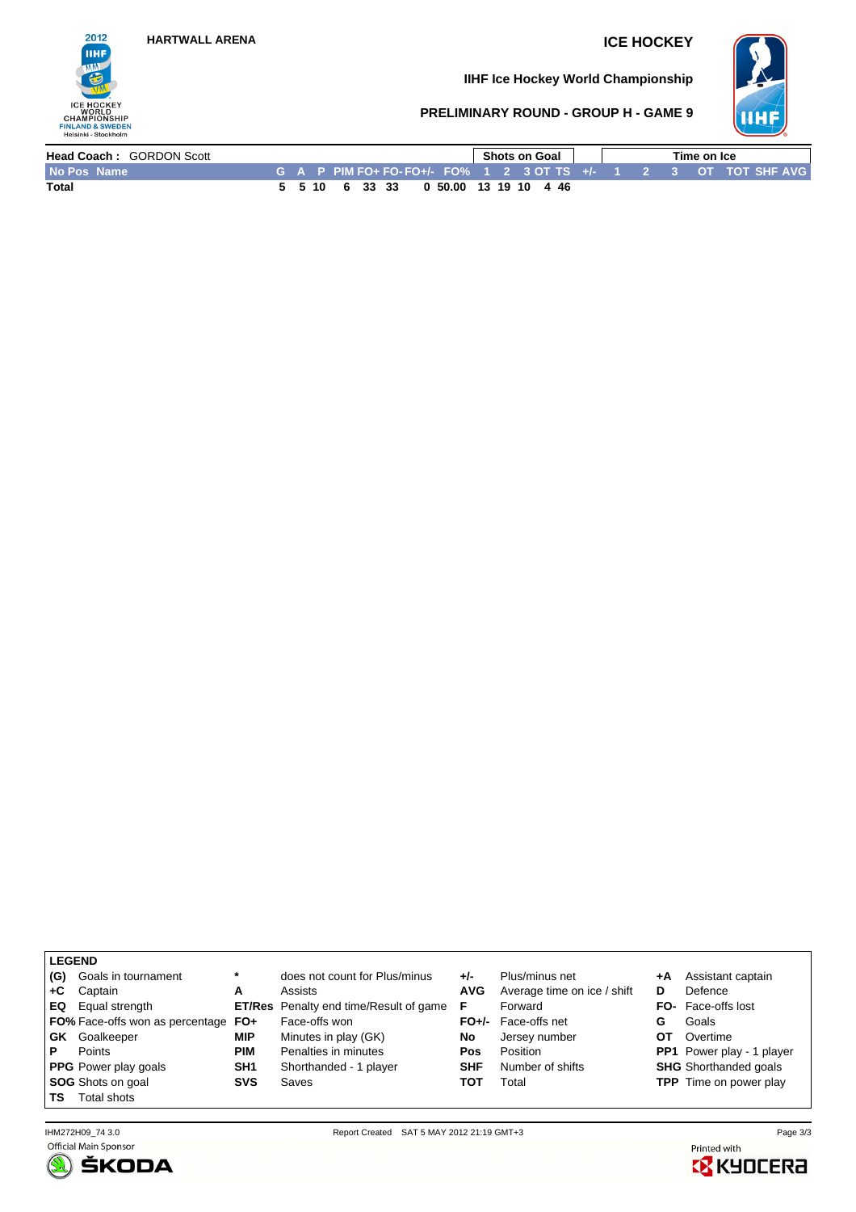HARTWALL ARENA

ICE HOCKEY

IIHF Ice Hockey World Championship

PRELIMINARY ROUND - GROUP H - GAME 9

**Head Coach :** GORDON Scott

| No | Pos | Name | G | A | P | PIM | FO+ | FO- | FO+/- | FO% | SOG 1 | SOG 2 | SOG 3 | SOG OT | TS | +/- | TOI 1 | TOI 2 | TOI 3 | TOI OT | TOT | SHF | AVG |
|---|---|---|---|---|---|---|---|---|---|---|---|---|---|---|---|---|---|---|---|---|---|---|---|
| **Total** | | | 5 | 5 | 10 | 6 | 33 | 33 | 0 | 50.00 | 13 | 19 | 10 | | 4 | 46 | | | | | | | |

**LEGEND**

| | | | | | | | |
|---|---|---|---|---|---|---|---|
| **(G)** Goals in tournament | | * | does not count for Plus/minus | **+/-** | Plus/minus net | **+A** | Assistant captain |
| **+C** Captain | | **A** | Assists | **AVG** | Average time on ice / shift | **D** | Defence |
| **EQ** Equal strength | | **ET/Res** | Penalty end time/Result of game | **F** | Forward | **FO-** | Face-offs lost |
| **FO%** Face-offs won as percentage | | **FO+** | Face-offs won | **FO+/-** | Face-offs net | **G** | Goals |
| **GK** Goalkeeper | | **MIP** | Minutes in play (GK) | **No** | Jersey number | **OT** | Overtime |
| **P** Points | | **PIM** | Penalties in minutes | **Pos** | Position | **PP1** | Power play - 1 player |
| **PPG** Power play goals | | **SH1** | Shorthanded - 1 player | **SHF** | Number of shifts | **SHG** | Shorthanded goals |
| **SOG** Shots on goal | | **SVS** | Saves | **TOT** | Total | **TPP** | Time on power play |
| **TS** Total shots | | | | | | | |

IHM272H09_74 3.0 Report Created SAT 5 MAY 2012 21:19 GMT+3

Official Main Sponsor ŠKODA

Printed with KYOCERA